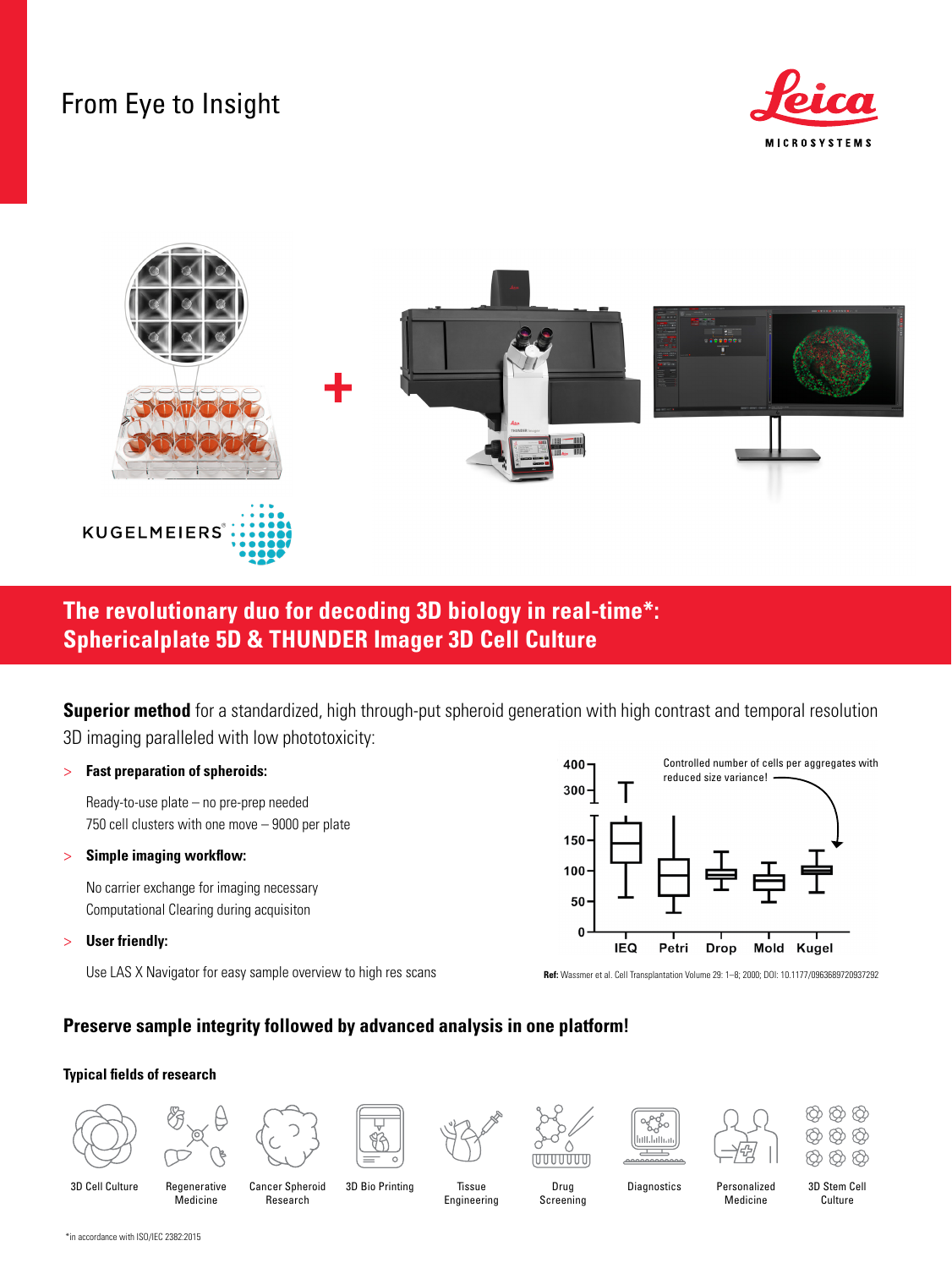From Eye to Insight

Leica MICROSYSTEMS

KUGELMEIERS

## The revolutionary duo for decoding 3D biology in real-time*: Sphericalplate 5D & THUNDER Imager 3D Cell Culture

**Superior method** for a standardized, high through-put spheroid generation with high contrast and temporal resolution 3D imaging paralleled with low phototoxicity:

> **Fast preparation of spheroids:**

Ready-to-use plate – no pre-prep needed
750 cell clusters with one move – 9000 per plate

> **Simple imaging workflow:**

No carrier exchange for imaging necessary
Computational Clearing during acquisiton

> **User friendly:**

Use LAS X Navigator for easy sample overview to high res scans

Controlled number of cells per aggregates with reduced size variance!

IEQ, Petri, Drop, Mold, Kugel

**Ref:** Wassmer et al. Cell Transplantation Volume 29: 1–8; 2000; DOI: 10.1177/0963689720937292

### Preserve sample integrity followed by advanced analysis in one platform!

**Typical fields of research**

3D Cell Culture, Regenerative Medicine, Cancer Spheroid Research, 3D Bio Printing, Tissue Engineering, Drug Screening, Diagnostics, Personalized Medicine, 3D Stem Cell Culture

*in accordance with ISO/IEC 2382:2015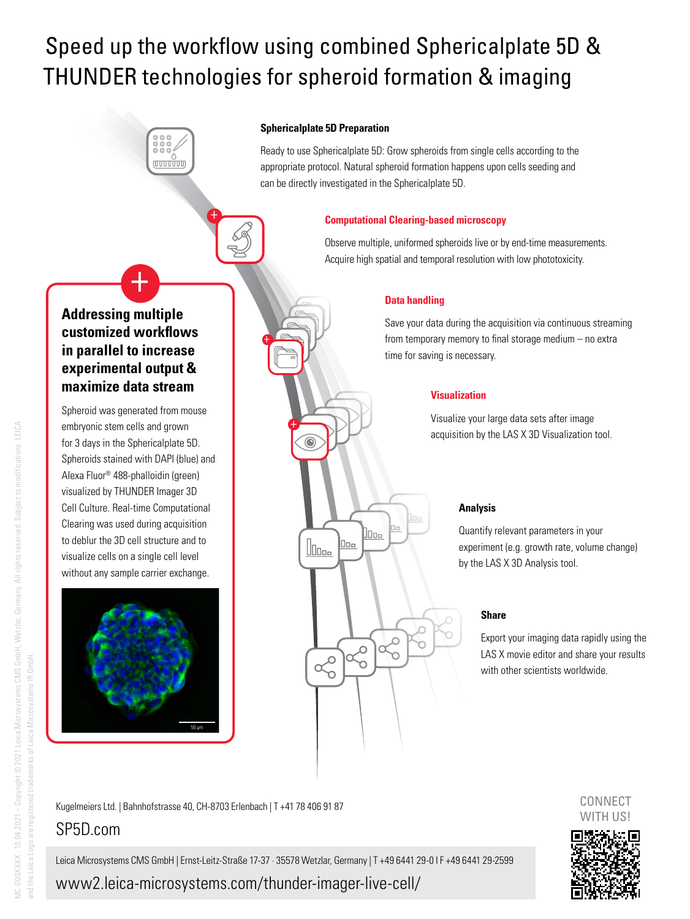# Speed up the workflow using combined Sphericalplate 5D & THUNDER technologies for spheroid formation & imaging

### Sphericalplate 5D Preparation

Ready to use Sphericalplate 5D: Grow spheroids from single cells according to the appropriate protocol. Natural spheroid formation happens upon cells seeding and can be directly investigated in the Sphericalplate 5D.

### Computational Clearing-based microscopy

Observe multiple, uniformed spheroids live or by end-time measurements. Acquire high spatial and temporal resolution with low phototoxicity.

### Data handling

Save your data during the acquisition via continuous streaming from temporary memory to final storage medium – no extra time for saving is necessary.

### Visualization

Visualize your large data sets after image acquisition by the LAS X 3D Visualization tool.

### Analysis

Quantify relevant parameters in your experiment (e.g. growth rate, volume change) by the LAS X 3D Analysis tool.

### Share

Export your imaging data rapidly using the LAS X movie editor and share your results with other scientists worldwide.

## Addressing multiple customized workflows in parallel to increase experimental output & maximize data stream

Spheroid was generated from mouse embryonic stem cells and grown for 3 days in the Sphericalplate 5D. Spheroids stained with DAPI (blue) and Alexa Fluor® 488-phalloidin (green) visualized by THUNDER Imager 3D Cell Culture. Real-time Computational Clearing was used during acquisition to deblur the 3D cell structure and to visualize cells on a single cell level without any sample carrier exchange.

50 µm

Kugelmeiers Ltd. | Bahnhofstrasse 40, CH-8703 Erlenbach | T +41 78 406 91 87

SP5D.com

Leica Microsystems CMS GmbH | Ernst-Leitz-Straße 17-37 · 35578 Wetzlar, Germany | T +49 6441 29-0 I F +49 6441 29-2599

www2.leica-microsystems.com/thunder-imager-live-cell/

CONNECT WITH US!

MC-000XXXX · 10.04.2021 – Copyright © 2021 Leica Microsystems CMS GmbH, Wetzlar, Germany. All rights reserved. Subject to modifications. LEICA and the Leica Logo are registered trademarks of Leica Microsystems IR GmbH.